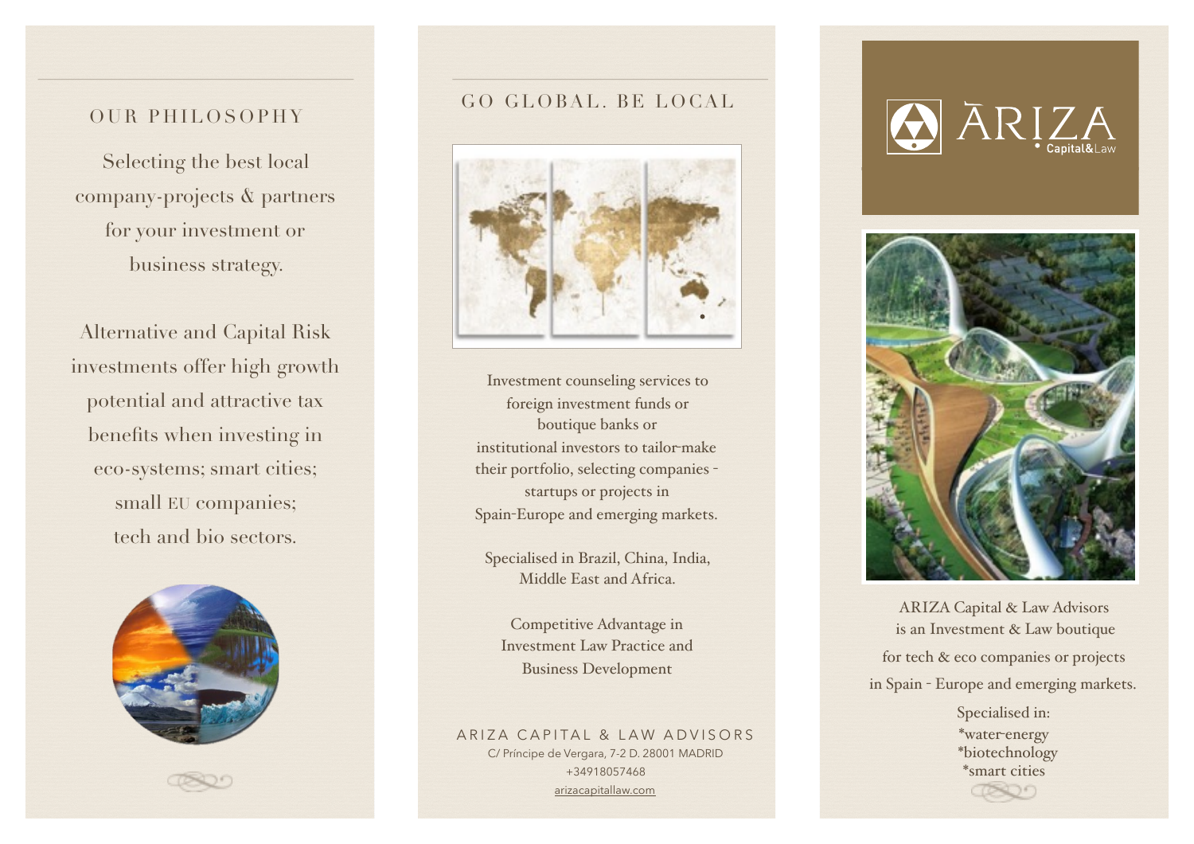## OUR PHILOSOPHY

Selecting the best local company-projects & partners for your investment or business strategy.

Alternative and Capital Risk investments offer high growth potential and attractive tax benefits when investing in eco-systems; smart cities; small EU companies; tech and bio sectors.

## GO GLOBAL. BE LOCAL

Investment counseling services to foreign investment funds or boutique banks or institutional investors to tailor-make their portfolio, selecting companies - startups or projects in Spain-Europe and emerging markets.

Specialised in Brazil, China, India, Middle East and Africa.

Competitive Advantage in Investment Law Practice and Business Development

ARIZA CAPITAL & LAW ADVISORS
C/ Príncipe de Vergara, 7-2 D. 28001 MADRID
+34918057468
arizacapitallaw.com

# ĀRIZA
Capital&Law

ARIZA Capital & Law Advisors is an Investment & Law boutique for tech & eco companies or projects in Spain - Europe and emerging markets.

Specialised in:
*water-energy
*biotechnology
*smart cities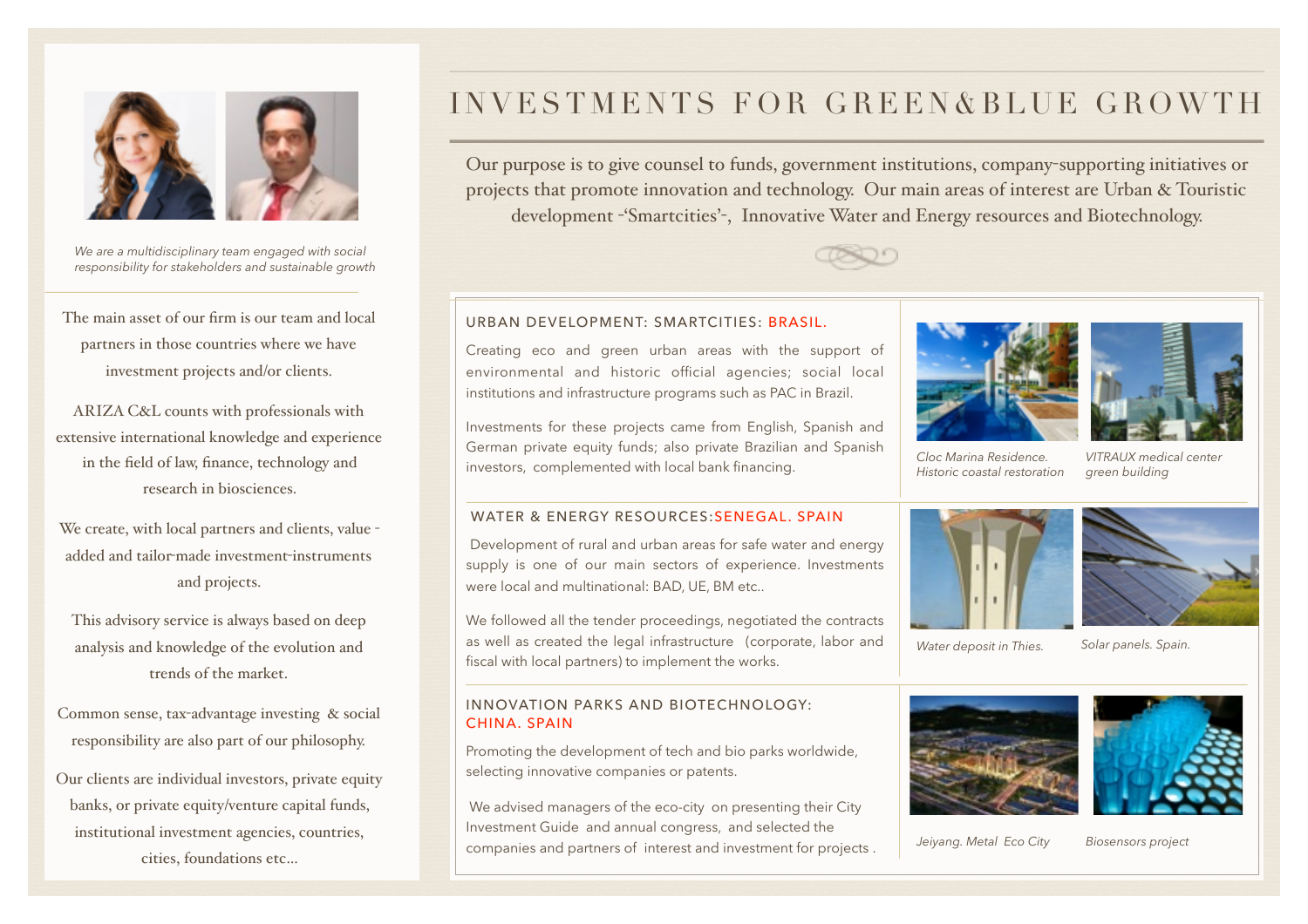*We are a multidisciplinary team engaged with social responsibility for stakeholders and sustainable growth*

The main asset of our firm is our team and local partners in those countries where we have investment projects and/or clients.

ARIZA C&L counts with professionals with extensive international knowledge and experience in the field of law, finance, technology and research in biosciences.

We create, with local partners and clients, value - added and tailor-made investment-instruments and projects.

This advisory service is always based on deep analysis and knowledge of the evolution and trends of the market.

Common sense, tax-advantage investing & social responsibility are also part of our philosophy.

Our clients are individual investors, private equity banks, or private equity/venture capital funds, institutional investment agencies, countries, cities, foundations etc...

# INVESTMENTS FOR GREEN&BLUE GROWTH

Our purpose is to give counsel to funds, government institutions, company-supporting initiatives or projects that promote innovation and technology. Our main areas of interest are Urban & Touristic development -'Smartcities'-, Innovative Water and Energy resources and Biotechnology.

## URBAN DEVELOPMENT: SMARTCITIES: BRASIL.

Creating eco and green urban areas with the support of environmental and historic official agencies; social local institutions and infrastructure programs such as PAC in Brazil.

Investments for these projects came from English, Spanish and German private equity funds; also private Brazilian and Spanish investors, complemented with local bank financing.

*Cloc Marina Residence. Historic coastal restoration*

*VITRAUX medical center green building*

## WATER & ENERGY RESOURCES: SENEGAL. SPAIN

Development of rural and urban areas for safe water and energy supply is one of our main sectors of experience. Investments were local and multinational: BAD, UE, BM etc..

We followed all the tender proceedings, negotiated the contracts as well as created the legal infrastructure (corporate, labor and fiscal with local partners) to implement the works.

*Water deposit in Thies.*

*Solar panels. Spain.*

## INNOVATION PARKS AND BIOTECHNOLOGY: CHINA. SPAIN

Promoting the development of tech and bio parks worldwide, selecting innovative companies or patents.

We advised managers of the eco-city on presenting their City Investment Guide and annual congress, and selected the companies and partners of interest and investment for projects .

*Jeiyang. Metal Eco City*

*Biosensors project*